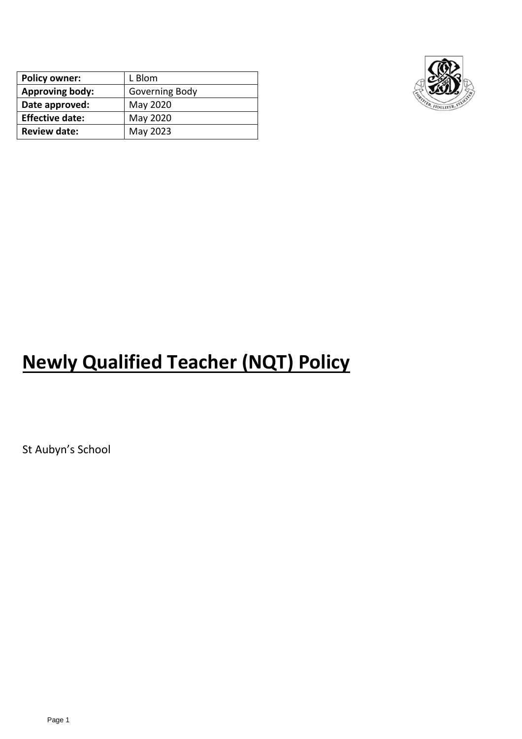| Policy owner: | L Blom |
| --- | --- |
| Approving body: | Governing Body |
| Date approved: | May 2020 |
| Effective date: | May 2020 |
| Review date: | May 2023 |

# Newly Qualified Teacher (NQT) Policy

St Aubyn's School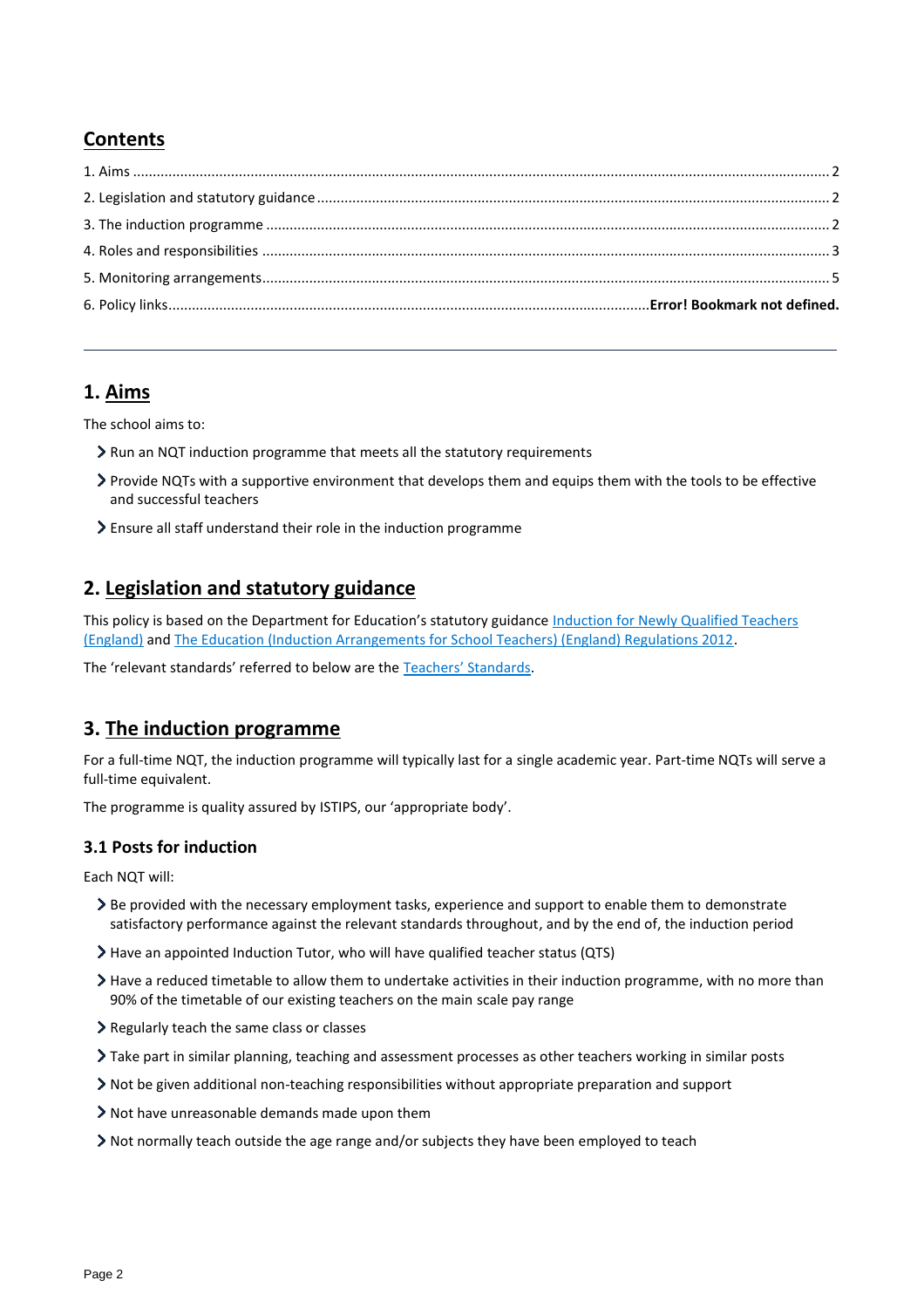## Contents

1. Aims ..... 2
2. Legislation and statutory guidance ..... 2
3. The induction programme ..... 2
4. Roles and responsibilities ..... 3
5. Monitoring arrangements ..... 5
6. Policy links ..... **Error! Bookmark not defined.**

---

## 1. Aims

The school aims to:

- Run an NQT induction programme that meets all the statutory requirements
- Provide NQTs with a supportive environment that develops them and equips them with the tools to be effective and successful teachers
- Ensure all staff understand their role in the induction programme

## 2. Legislation and statutory guidance

This policy is based on the Department for Education's statutory guidance Induction for Newly Qualified Teachers (England) and The Education (Induction Arrangements for School Teachers) (England) Regulations 2012.

The 'relevant standards' referred to below are the Teachers' Standards.

## 3. The induction programme

For a full-time NQT, the induction programme will typically last for a single academic year. Part-time NQTs will serve a full-time equivalent.

The programme is quality assured by ISTIPS, our 'appropriate body'.

### 3.1 Posts for induction

Each NQT will:

- Be provided with the necessary employment tasks, experience and support to enable them to demonstrate satisfactory performance against the relevant standards throughout, and by the end of, the induction period
- Have an appointed Induction Tutor, who will have qualified teacher status (QTS)
- Have a reduced timetable to allow them to undertake activities in their induction programme, with no more than 90% of the timetable of our existing teachers on the main scale pay range
- Regularly teach the same class or classes
- Take part in similar planning, teaching and assessment processes as other teachers working in similar posts
- Not be given additional non-teaching responsibilities without appropriate preparation and support
- Not have unreasonable demands made upon them
- Not normally teach outside the age range and/or subjects they have been employed to teach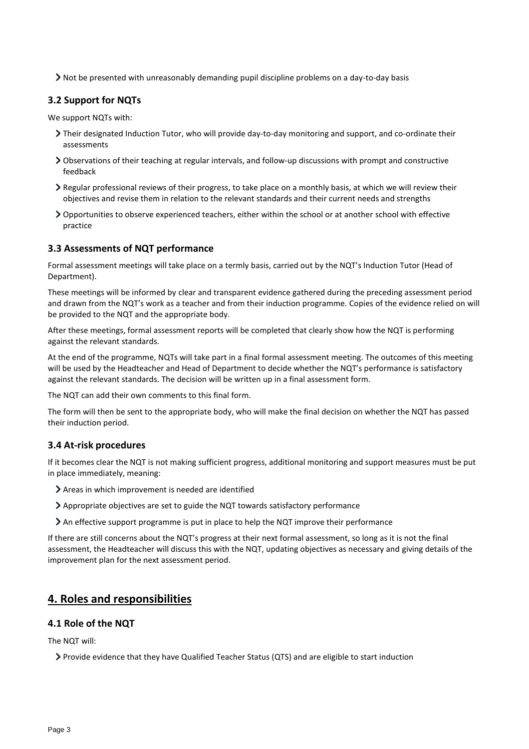- Not be presented with unreasonably demanding pupil discipline problems on a day-to-day basis

### 3.2 Support for NQTs

We support NQTs with:

- Their designated Induction Tutor, who will provide day-to-day monitoring and support, and co-ordinate their assessments
- Observations of their teaching at regular intervals, and follow-up discussions with prompt and constructive feedback
- Regular professional reviews of their progress, to take place on a monthly basis, at which we will review their objectives and revise them in relation to the relevant standards and their current needs and strengths
- Opportunities to observe experienced teachers, either within the school or at another school with effective practice

### 3.3 Assessments of NQT performance

Formal assessment meetings will take place on a termly basis, carried out by the NQT's Induction Tutor (Head of Department).

These meetings will be informed by clear and transparent evidence gathered during the preceding assessment period and drawn from the NQT's work as a teacher and from their induction programme. Copies of the evidence relied on will be provided to the NQT and the appropriate body.

After these meetings, formal assessment reports will be completed that clearly show how the NQT is performing against the relevant standards.

At the end of the programme, NQTs will take part in a final formal assessment meeting. The outcomes of this meeting will be used by the Headteacher and Head of Department to decide whether the NQT's performance is satisfactory against the relevant standards. The decision will be written up in a final assessment form.

The NQT can add their own comments to this final form.

The form will then be sent to the appropriate body, who will make the final decision on whether the NQT has passed their induction period.

### 3.4 At-risk procedures

If it becomes clear the NQT is not making sufficient progress, additional monitoring and support measures must be put in place immediately, meaning:

- Areas in which improvement is needed are identified
- Appropriate objectives are set to guide the NQT towards satisfactory performance
- An effective support programme is put in place to help the NQT improve their performance

If there are still concerns about the NQT's progress at their next formal assessment, so long as it is not the final assessment, the Headteacher will discuss this with the NQT, updating objectives as necessary and giving details of the improvement plan for the next assessment period.

## 4. Roles and responsibilities

### 4.1 Role of the NQT

The NQT will:

- Provide evidence that they have Qualified Teacher Status (QTS) and are eligible to start induction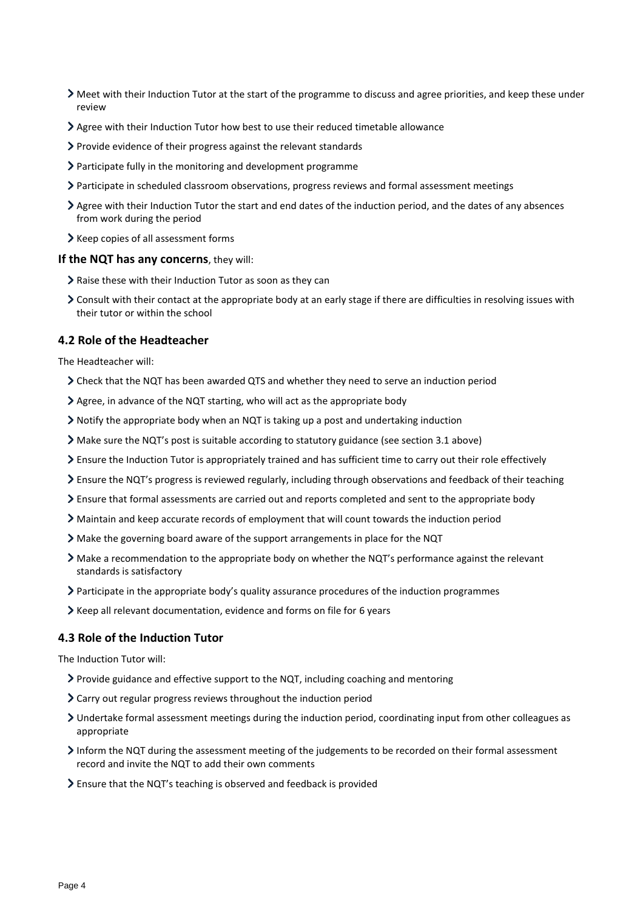- Meet with their Induction Tutor at the start of the programme to discuss and agree priorities, and keep these under review
- Agree with their Induction Tutor how best to use their reduced timetable allowance
- Provide evidence of their progress against the relevant standards
- Participate fully in the monitoring and development programme
- Participate in scheduled classroom observations, progress reviews and formal assessment meetings
- Agree with their Induction Tutor the start and end dates of the induction period, and the dates of any absences from work during the period
- Keep copies of all assessment forms

**If the NQT has any concerns**, they will:

- Raise these with their Induction Tutor as soon as they can
- Consult with their contact at the appropriate body at an early stage if there are difficulties in resolving issues with their tutor or within the school

### 4.2 Role of the Headteacher

The Headteacher will:

- Check that the NQT has been awarded QTS and whether they need to serve an induction period
- Agree, in advance of the NQT starting, who will act as the appropriate body
- Notify the appropriate body when an NQT is taking up a post and undertaking induction
- Make sure the NQT's post is suitable according to statutory guidance (see section 3.1 above)
- Ensure the Induction Tutor is appropriately trained and has sufficient time to carry out their role effectively
- Ensure the NQT's progress is reviewed regularly, including through observations and feedback of their teaching
- Ensure that formal assessments are carried out and reports completed and sent to the appropriate body
- Maintain and keep accurate records of employment that will count towards the induction period
- Make the governing board aware of the support arrangements in place for the NQT
- Make a recommendation to the appropriate body on whether the NQT's performance against the relevant standards is satisfactory
- Participate in the appropriate body's quality assurance procedures of the induction programmes
- Keep all relevant documentation, evidence and forms on file for 6 years

### 4.3 Role of the Induction Tutor

The Induction Tutor will:

- Provide guidance and effective support to the NQT, including coaching and mentoring
- Carry out regular progress reviews throughout the induction period
- Undertake formal assessment meetings during the induction period, coordinating input from other colleagues as appropriate
- Inform the NQT during the assessment meeting of the judgements to be recorded on their formal assessment record and invite the NQT to add their own comments
- Ensure that the NQT's teaching is observed and feedback is provided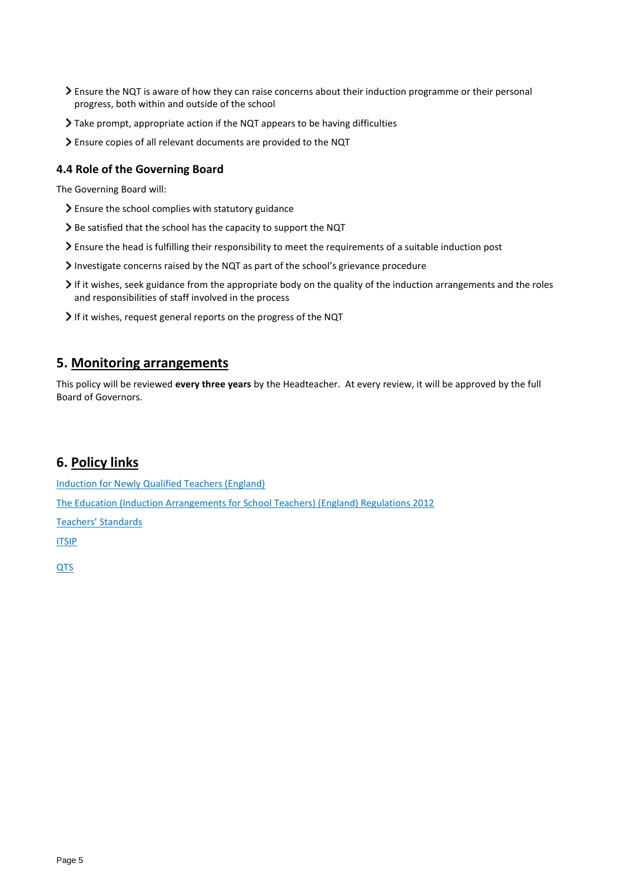- Ensure the NQT is aware of how they can raise concerns about their induction programme or their personal progress, both within and outside of the school
- Take prompt, appropriate action if the NQT appears to be having difficulties
- Ensure copies of all relevant documents are provided to the NQT

### 4.4 Role of the Governing Board

The Governing Board will:

- Ensure the school complies with statutory guidance
- Be satisfied that the school has the capacity to support the NQT
- Ensure the head is fulfilling their responsibility to meet the requirements of a suitable induction post
- Investigate concerns raised by the NQT as part of the school's grievance procedure
- If it wishes, seek guidance from the appropriate body on the quality of the induction arrangements and the roles and responsibilities of staff involved in the process
- If it wishes, request general reports on the progress of the NQT

## 5. Monitoring arrangements

This policy will be reviewed **every three years** by the Headteacher. At every review, it will be approved by the full Board of Governors.

## 6. Policy links

Induction for Newly Qualified Teachers (England)

The Education (Induction Arrangements for School Teachers) (England) Regulations 2012

Teachers' Standards

ITSIP

QTS